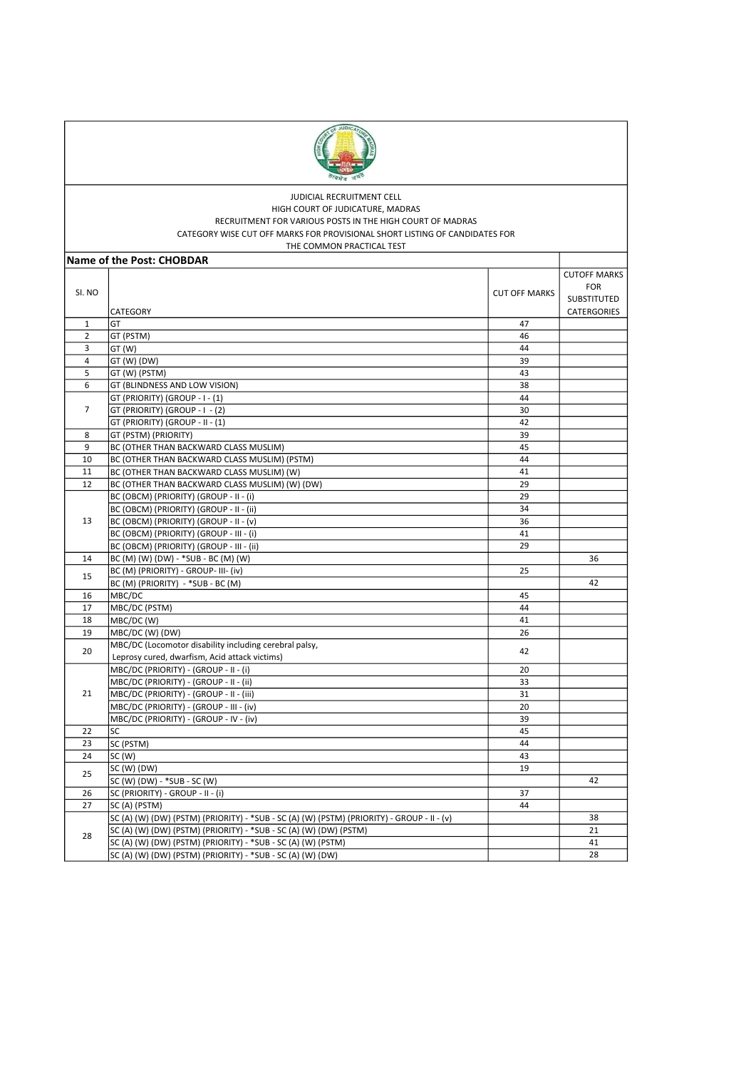JUDICIAL RECRUITMENT CELL
HIGH COURT OF JUDICATURE, MADRAS
RECRUITMENT FOR VARIOUS POSTS IN THE HIGH COURT OF MADRAS
CATEGORY WISE CUT OFF MARKS FOR PROVISIONAL SHORT LISTING OF CANDIDATES FOR
THE COMMON PRACTICAL TEST

## Name of the Post: CHOBDAR

| SI. NO | CATEGORY | CUT OFF MARKS | CUTOFF MARKS FOR SUBSTITUTED CATERGORIES |
|---|---|---|---|
| 1 | GT | 47 | |
| 2 | GT (PSTM) | 46 | |
| 3 | GT (W) | 44 | |
| 4 | GT (W) (DW) | 39 | |
| 5 | GT (W) (PSTM) | 43 | |
| 6 | GT (BLINDNESS AND LOW VISION) | 38 | |
| 7 | GT (PRIORITY) (GROUP - I - (1) | 44 | |
| | GT (PRIORITY) (GROUP - I - (2) | 30 | |
| | GT (PRIORITY) (GROUP - II - (1) | 42 | |
| 8 | GT (PSTM) (PRIORITY) | 39 | |
| 9 | BC (OTHER THAN BACKWARD CLASS MUSLIM) | 45 | |
| 10 | BC (OTHER THAN BACKWARD CLASS MUSLIM) (PSTM) | 44 | |
| 11 | BC (OTHER THAN BACKWARD CLASS MUSLIM) (W) | 41 | |
| 12 | BC (OTHER THAN BACKWARD CLASS MUSLIM) (W) (DW) | 29 | |
| 13 | BC (OBCM) (PRIORITY) (GROUP - II - (i) | 29 | |
| | BC (OBCM) (PRIORITY) (GROUP - II - (ii) | 34 | |
| | BC (OBCM) (PRIORITY) (GROUP - II - (v) | 36 | |
| | BC (OBCM) (PRIORITY) (GROUP - III - (i) | 41 | |
| | BC (OBCM) (PRIORITY) (GROUP - III - (ii) | 29 | |
| 14 | BC (M) (W) (DW) - *SUB - BC (M) (W) | | 36 |
| 15 | BC (M) (PRIORITY) - GROUP- III- (iv) | 25 | |
| | BC (M) (PRIORITY) - *SUB - BC (M) | | 42 |
| 16 | MBC/DC | 45 | |
| 17 | MBC/DC (PSTM) | 44 | |
| 18 | MBC/DC (W) | 41 | |
| 19 | MBC/DC (W) (DW) | 26 | |
| 20 | MBC/DC (Locomotor disability including cerebral palsy, Leprosy cured, dwarfism, Acid attack victims) | 42 | |
| 21 | MBC/DC (PRIORITY) - (GROUP - II - (i) | 20 | |
| | MBC/DC (PRIORITY) - (GROUP - II - (ii) | 33 | |
| | MBC/DC (PRIORITY) - (GROUP - II - (iii) | 31 | |
| | MBC/DC (PRIORITY) - (GROUP - III - (iv) | 20 | |
| | MBC/DC (PRIORITY) - (GROUP - IV - (iv) | 39 | |
| 22 | SC | 45 | |
| 23 | SC (PSTM) | 44 | |
| 24 | SC (W) | 43 | |
| 25 | SC (W) (DW) | 19 | |
| | SC (W) (DW) - *SUB - SC (W) | | 42 |
| 26 | SC (PRIORITY) - GROUP - II - (i) | 37 | |
| 27 | SC (A) (PSTM) | 44 | |
| 28 | SC (A) (W) (DW) (PSTM) (PRIORITY) - *SUB - SC (A) (W) (PSTM) (PRIORITY) - GROUP - II - (v) | | 38 |
| | SC (A) (W) (DW) (PSTM) (PRIORITY) - *SUB - SC (A) (W) (DW) (PSTM) | | 21 |
| | SC (A) (W) (DW) (PSTM) (PRIORITY) - *SUB - SC (A) (W) (PSTM) | | 41 |
| | SC (A) (W) (DW) (PSTM) (PRIORITY) - *SUB - SC (A) (W) (DW) | | 28 |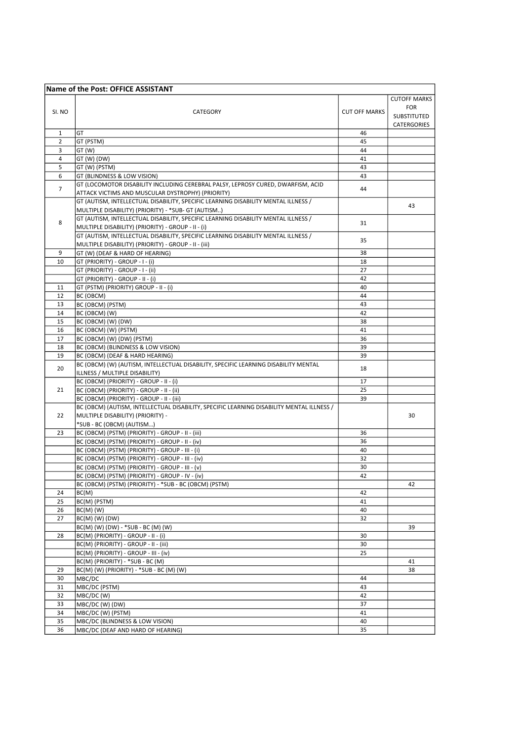| Name of the Post: OFFICE ASSISTANT | | | |
|---|---|---|---|
| SI. NO | CATEGORY | CUT OFF MARKS | CUTOFF MARKS FOR SUBSTITUTED CATERGORIES |
| 1 | GT | 46 | |
| 2 | GT (PSTM) | 45 | |
| 3 | GT (W) | 44 | |
| 4 | GT (W) (DW) | 41 | |
| 5 | GT (W) (PSTM) | 43 | |
| 6 | GT (BLINDNESS & LOW VISION) | 43 | |
| 7 | GT (LOCOMOTOR DISABILITY INCLUDING CEREBRAL PALSY, LEPROSY CURED, DWARFISM, ACID ATTACK VICTIMS AND MUSCULAR DYSTROPHY) (PRIORITY) | 44 | |
| 8 | GT (AUTISM, INTELLECTUAL DISABILITY, SPECIFIC LEARNING DISABILITY MENTAL ILLNESS / MULTIPLE DISABILITY) (PRIORITY) - *SUB- GT (AUTISM..) | | 43 |
| | GT (AUTISM, INTELLECTUAL DISABILITY, SPECIFIC LEARNING DISABILITY MENTAL ILLNESS / MULTIPLE DISABILITY) (PRIORITY) - GROUP - II - (i) | 31 | |
| | GT (AUTISM, INTELLECTUAL DISABILITY, SPECIFIC LEARNING DISABILITY MENTAL ILLNESS / MULTIPLE DISABILITY) (PRIORITY) - GROUP - II - (iii) | 35 | |
| 9 | GT (W) (DEAF & HARD OF HEARING) | 38 | |
| 10 | GT (PRIORITY) - GROUP - I - (i) | 18 | |
| | GT (PRIORITY) - GROUP - I - (ii) | 27 | |
| | GT (PRIORITY) - GROUP - II - (i) | 42 | |
| 11 | GT (PSTM) (PRIORITY) GROUP - II - (i) | 40 | |
| 12 | BC (OBCM) | 44 | |
| 13 | BC (OBCM) (PSTM) | 43 | |
| 14 | BC (OBCM) (W) | 42 | |
| 15 | BC (OBCM) (W) (DW) | 38 | |
| 16 | BC (OBCM) (W) (PSTM) | 41 | |
| 17 | BC (OBCM) (W) (DW) (PSTM) | 36 | |
| 18 | BC (OBCM) (BLINDNESS & LOW VISION) | 39 | |
| 19 | BC (OBCM) (DEAF & HARD HEARING) | 39 | |
| 20 | BC (OBCM) (W) (AUTISM, INTELLECTUAL DISABILITY, SPECIFIC LEARNING DISABILITY MENTAL ILLNESS / MULTIPLE DISABILITY) | 18 | |
| 21 | BC (OBCM) (PRIORITY) - GROUP - II - (i) | 17 | |
| | BC (OBCM) (PRIORITY) - GROUP - II - (ii) | 25 | |
| | BC (OBCM) (PRIORITY) - GROUP - II - (iii) | 39 | |
| 22 | BC (OBCM) (AUTISM, INTELLECTUAL DISABILITY, SPECIFIC LEARNING DISABILITY MENTAL ILLNESS / MULTIPLE DISABILITY) (PRIORITY) - *SUB - BC (OBCM) (AUTISM...) | | 30 |
| 23 | BC (OBCM) (PSTM) (PRIORITY) - GROUP - II - (iii) | 36 | |
| | BC (OBCM) (PSTM) (PRIORITY) - GROUP - II - (iv) | 36 | |
| | BC (OBCM) (PSTM) (PRIORITY) - GROUP - III - (i) | 40 | |
| | BC (OBCM) (PSTM) (PRIORITY) - GROUP - III - (iv) | 32 | |
| | BC (OBCM) (PSTM) (PRIORITY) - GROUP - III - (v) | 30 | |
| | BC (OBCM) (PSTM) (PRIORITY) - GROUP - IV - (iv) | 42 | |
| | BC (OBCM) (PSTM) (PRIORITY) - *SUB - BC (OBCM) (PSTM) | | 42 |
| 24 | BC(M) | 42 | |
| 25 | BC(M) (PSTM) | 41 | |
| 26 | BC(M) (W) | 40 | |
| 27 | BC(M) (W) (DW) | 32 | |
| | BC(M) (W) (DW) - *SUB - BC (M) (W) | | 39 |
| 28 | BC(M) (PRIORITY) - GROUP - II - (i) | 30 | |
| | BC(M) (PRIORITY) - GROUP - II - (iii) | 30 | |
| | BC(M) (PRIORITY) - GROUP - III - (iv) | 25 | |
| | BC(M) (PRIORITY) - *SUB - BC (M) | | 41 |
| 29 | BC(M) (W) (PRIORITY) - *SUB - BC (M) (W) | | 38 |
| 30 | MBC/DC | 44 | |
| 31 | MBC/DC (PSTM) | 43 | |
| 32 | MBC/DC (W) | 42 | |
| 33 | MBC/DC (W) (DW) | 37 | |
| 34 | MBC/DC (W) (PSTM) | 41 | |
| 35 | MBC/DC (BLINDNESS & LOW VISION) | 40 | |
| 36 | MBC/DC (DEAF AND HARD OF HEARING) | 35 | |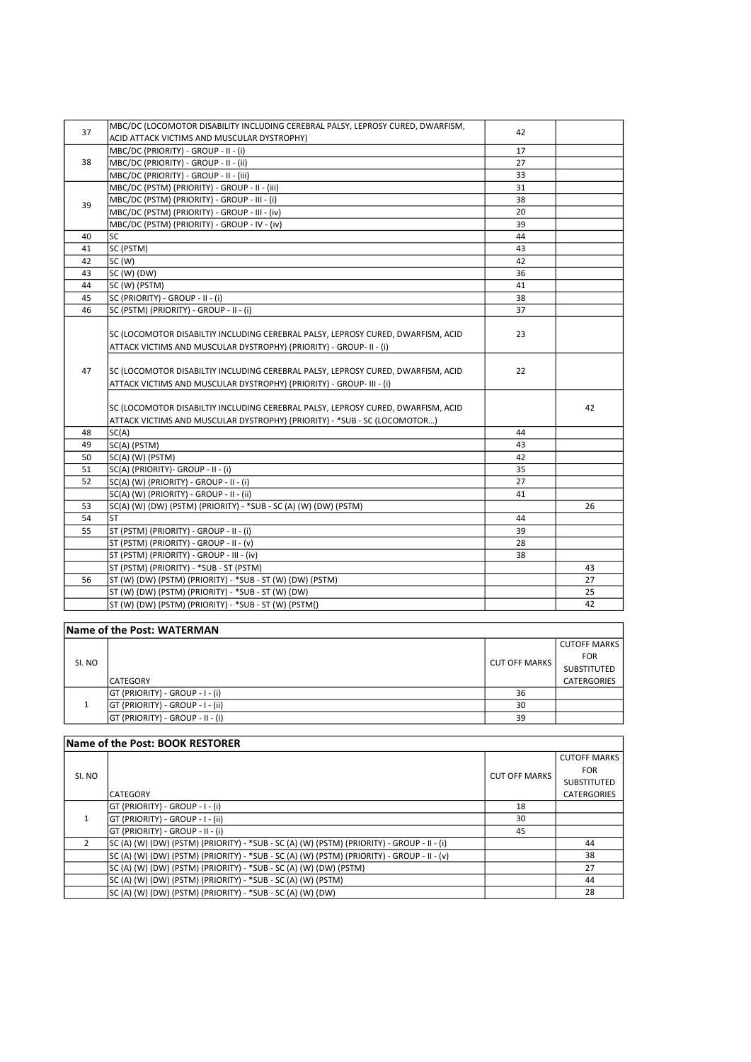| 37 | MBC/DC (LOCOMOTOR DISABILITY INCLUDING CEREBRAL PALSY, LEPROSY CURED, DWARFISM, ACID ATTACK VICTIMS AND MUSCULAR DYSTROPHY) | 42 | |
|---|---|---|---|
| 38 | MBC/DC (PRIORITY) - GROUP - II - (i) | 17 | |
| | MBC/DC (PRIORITY) - GROUP - II - (ii) | 27 | |
| | MBC/DC (PRIORITY) - GROUP - II - (iii) | 33 | |
| 39 | MBC/DC (PSTM) (PRIORITY) - GROUP - II - (iii) | 31 | |
| | MBC/DC (PSTM) (PRIORITY) - GROUP - III - (i) | 38 | |
| | MBC/DC (PSTM) (PRIORITY) - GROUP - III - (iv) | 20 | |
| | MBC/DC (PSTM) (PRIORITY) - GROUP - IV - (iv) | 39 | |
| 40 | SC | 44 | |
| 41 | SC (PSTM) | 43 | |
| 42 | SC (W) | 42 | |
| 43 | SC (W) (DW) | 36 | |
| 44 | SC (W) (PSTM) | 41 | |
| 45 | SC (PRIORITY) - GROUP - II - (i) | 38 | |
| 46 | SC (PSTM) (PRIORITY) - GROUP - II - (i) | 37 | |
| 47 | SC (LOCOMOTOR DISABILTIY INCLUDING CEREBRAL PALSY, LEPROSY CURED, DWARFISM, ACID ATTACK VICTIMS AND MUSCULAR DYSTROPHY) (PRIORITY) - GROUP- II - (i) | 23 | |
| | SC (LOCOMOTOR DISABILTIY INCLUDING CEREBRAL PALSY, LEPROSY CURED, DWARFISM, ACID ATTACK VICTIMS AND MUSCULAR DYSTROPHY) (PRIORITY) - GROUP- III - (i) | 22 | |
| | SC (LOCOMOTOR DISABILTIY INCLUDING CEREBRAL PALSY, LEPROSY CURED, DWARFISM, ACID ATTACK VICTIMS AND MUSCULAR DYSTROPHY) (PRIORITY) - *SUB - SC (LOCOMOTOR...) | | 42 |
| 48 | SC(A) | 44 | |
| 49 | SC(A) (PSTM) | 43 | |
| 50 | SC(A) (W) (PSTM) | 42 | |
| 51 | SC(A) (PRIORITY)- GROUP - II - (i) | 35 | |
| 52 | SC(A) (W) (PRIORITY) - GROUP - II - (i) | 27 | |
| | SC(A) (W) (PRIORITY) - GROUP - II - (ii) | 41 | |
| 53 | SC(A) (W) (DW) (PSTM) (PRIORITY) - *SUB - SC (A) (W) (DW) (PSTM) | | 26 |
| 54 | ST | 44 | |
| 55 | ST (PSTM) (PRIORITY) - GROUP - II - (i) | 39 | |
| | ST (PSTM) (PRIORITY) - GROUP - II - (v) | 28 | |
| | ST (PSTM) (PRIORITY) - GROUP - III - (iv) | 38 | |
| | ST (PSTM) (PRIORITY) - *SUB - ST (PSTM) | | 43 |
| 56 | ST (W) (DW) (PSTM) (PRIORITY) - *SUB - ST (W) (DW) (PSTM) | | 27 |
| | ST (W) (DW) (PSTM) (PRIORITY) - *SUB - ST (W) (DW) | | 25 |
| | ST (W) (DW) (PSTM) (PRIORITY) - *SUB - ST (W) (PSTM() | | 42 |

**Name of the Post: WATERMAN**

| SI. NO | CATEGORY | CUT OFF MARKS | CUTOFF MARKS FOR SUBSTITUTED CATERGORIES |
|---|---|---|---|
| 1 | GT (PRIORITY) - GROUP - I - (i) | 36 | |
| | GT (PRIORITY) - GROUP - I - (ii) | 30 | |
| | GT (PRIORITY) - GROUP - II - (i) | 39 | |

**Name of the Post: BOOK RESTORER**

| SI. NO | CATEGORY | CUT OFF MARKS | CUTOFF MARKS FOR SUBSTITUTED CATERGORIES |
|---|---|---|---|
| 1 | GT (PRIORITY) - GROUP - I - (i) | 18 | |
| | GT (PRIORITY) - GROUP - I - (ii) | 30 | |
| | GT (PRIORITY) - GROUP - II - (i) | 45 | |
| 2 | SC (A) (W) (DW) (PSTM) (PRIORITY) - *SUB - SC (A) (W) (PSTM) (PRIORITY) - GROUP - II - (i) | | 44 |
| | SC (A) (W) (DW) (PSTM) (PRIORITY) - *SUB - SC (A) (W) (PSTM) (PRIORITY) - GROUP - II - (v) | | 38 |
| | SC (A) (W) (DW) (PSTM) (PRIORITY) - *SUB - SC (A) (W) (DW) (PSTM) | | 27 |
| | SC (A) (W) (DW) (PSTM) (PRIORITY) - *SUB - SC (A) (W) (PSTM) | | 44 |
| | SC (A) (W) (DW) (PSTM) (PRIORITY) - *SUB - SC (A) (W) (DW) | | 28 |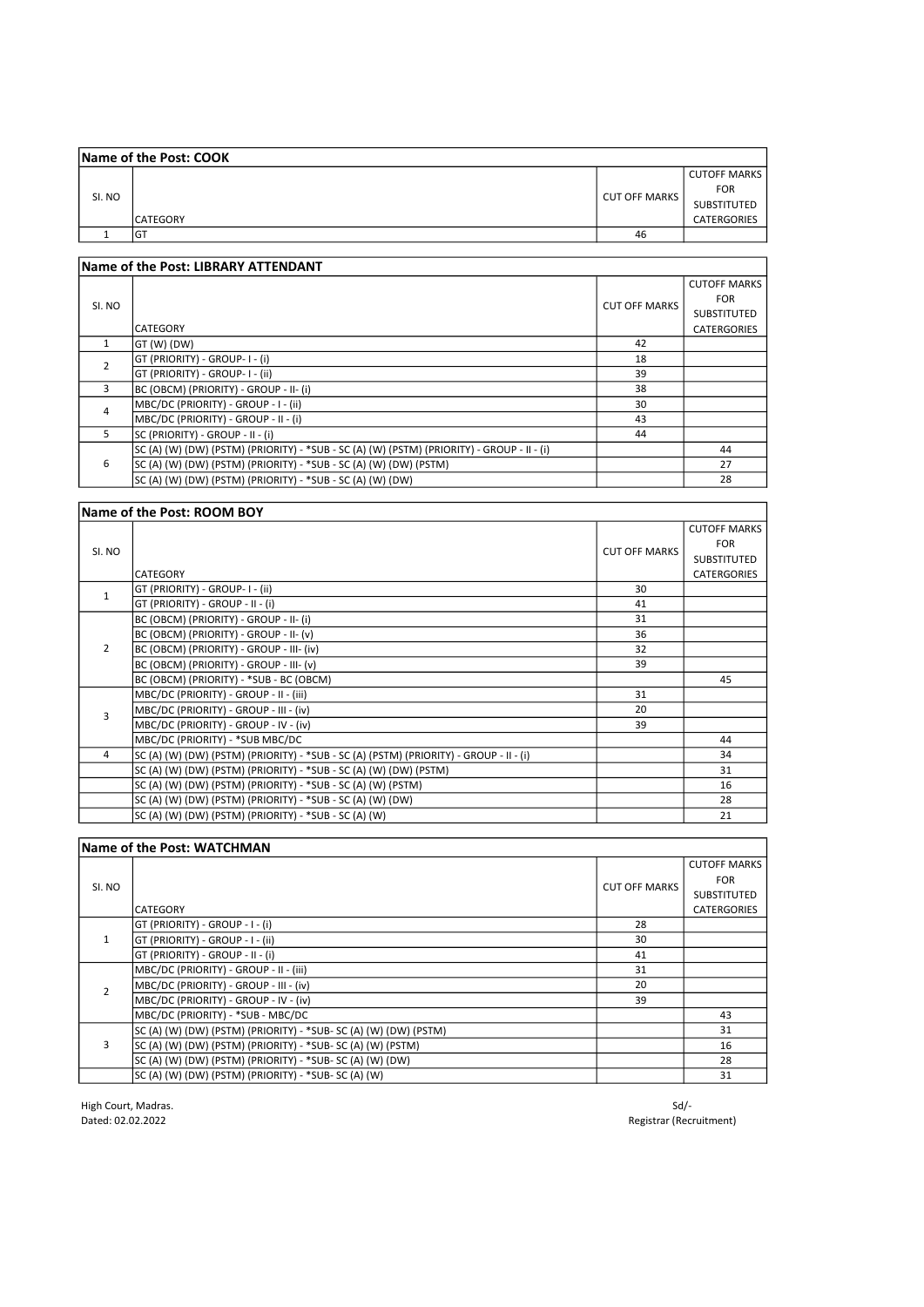| Name of the Post: COOK | | | |
|---|---|---|---|
| SI. NO | CATEGORY | CUT OFF MARKS | CUTOFF MARKS FOR SUBSTITUTED CATERGORIES |
| 1 | GT | 46 | |

| Name of the Post: LIBRARY ATTENDANT | | | |
|---|---|---|---|
| SI. NO | CATEGORY | CUT OFF MARKS | CUTOFF MARKS FOR SUBSTITUTED CATERGORIES |
| 1 | GT (W) (DW) | 42 | |
| 2 | GT (PRIORITY) - GROUP- I - (i) | 18 | |
| | GT (PRIORITY) - GROUP- I - (ii) | 39 | |
| 3 | BC (OBCM) (PRIORITY) - GROUP - II- (i) | 38 | |
| 4 | MBC/DC (PRIORITY) - GROUP - I - (ii) | 30 | |
| | MBC/DC (PRIORITY) - GROUP - II - (i) | 43 | |
| 5 | SC (PRIORITY) - GROUP - II - (i) | 44 | |
| 6 | SC (A) (W) (DW) (PSTM) (PRIORITY) - *SUB - SC (A) (W) (PSTM) (PRIORITY) - GROUP - II - (i) | | 44 |
| | SC (A) (W) (DW) (PSTM) (PRIORITY) - *SUB - SC (A) (W) (DW) (PSTM) | | 27 |
| | SC (A) (W) (DW) (PSTM) (PRIORITY) - *SUB - SC (A) (W) (DW) | | 28 |

| Name of the Post: ROOM BOY | | | |
|---|---|---|---|
| SI. NO | CATEGORY | CUT OFF MARKS | CUTOFF MARKS FOR SUBSTITUTED CATERGORIES |
| 1 | GT (PRIORITY) - GROUP- I - (ii) | 30 | |
| | GT (PRIORITY) - GROUP - II - (i) | 41 | |
| 2 | BC (OBCM) (PRIORITY) - GROUP - II- (i) | 31 | |
| | BC (OBCM) (PRIORITY) - GROUP - II- (v) | 36 | |
| | BC (OBCM) (PRIORITY) - GROUP - III- (iv) | 32 | |
| | BC (OBCM) (PRIORITY) - GROUP - III- (v) | 39 | |
| | BC (OBCM) (PRIORITY) - *SUB - BC (OBCM) | | 45 |
| 3 | MBC/DC (PRIORITY) - GROUP - II - (iii) | 31 | |
| | MBC/DC (PRIORITY) - GROUP - III - (iv) | 20 | |
| | MBC/DC (PRIORITY) - GROUP - IV - (iv) | 39 | |
| | MBC/DC (PRIORITY) - *SUB MBC/DC | | 44 |
| 4 | SC (A) (W) (DW) (PSTM) (PRIORITY) - *SUB - SC (A) (PSTM) (PRIORITY) - GROUP - II - (i) | | 34 |
| | SC (A) (W) (DW) (PSTM) (PRIORITY) - *SUB - SC (A) (W) (DW) (PSTM) | | 31 |
| | SC (A) (W) (DW) (PSTM) (PRIORITY) - *SUB - SC (A) (W) (PSTM) | | 16 |
| | SC (A) (W) (DW) (PSTM) (PRIORITY) - *SUB - SC (A) (W) (DW) | | 28 |
| | SC (A) (W) (DW) (PSTM) (PRIORITY) - *SUB - SC (A) (W) | | 21 |

| Name of the Post: WATCHMAN | | | |
|---|---|---|---|
| SI. NO | CATEGORY | CUT OFF MARKS | CUTOFF MARKS FOR SUBSTITUTED CATERGORIES |
| 1 | GT (PRIORITY) - GROUP - I - (i) | 28 | |
| | GT (PRIORITY) - GROUP - I - (ii) | 30 | |
| | GT (PRIORITY) - GROUP - II - (i) | 41 | |
| 2 | MBC/DC (PRIORITY) - GROUP - II - (iii) | 31 | |
| | MBC/DC (PRIORITY) - GROUP - III - (iv) | 20 | |
| | MBC/DC (PRIORITY) - GROUP - IV - (iv) | 39 | |
| | MBC/DC (PRIORITY) - *SUB - MBC/DC | | 43 |
| 3 | SC (A) (W) (DW) (PSTM) (PRIORITY) - *SUB- SC (A) (W) (DW) (PSTM) | | 31 |
| | SC (A) (W) (DW) (PSTM) (PRIORITY) - *SUB- SC (A) (W) (PSTM) | | 16 |
| | SC (A) (W) (DW) (PSTM) (PRIORITY) - *SUB- SC (A) (W) (DW) | | 28 |
| | SC (A) (W) (DW) (PSTM) (PRIORITY) - *SUB- SC (A) (W) | | 31 |

High Court, Madras.
Dated: 02.02.2022

Sd/-
Registrar (Recruitment)